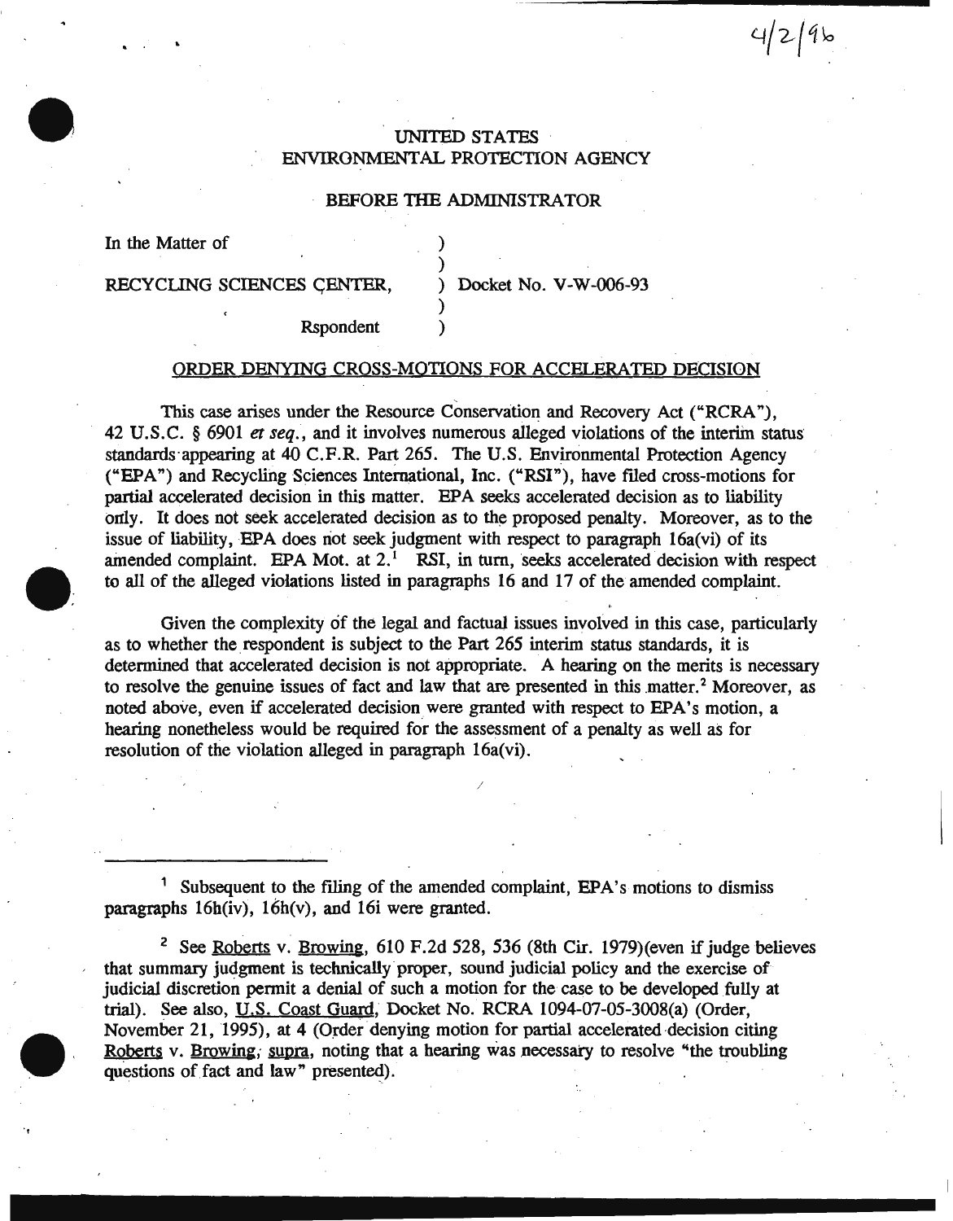4/2/96

UNITED STATES
ENVIRONMENTAL PROTECTION AGENCY

BEFORE THE ADMINISTRATOR

In the Matter of )
)
RECYCLING SCIENCES CENTER, ) Docket No. V-W-006-93
)
Rspondent )

ORDER DENYING CROSS-MOTIONS FOR ACCELERATED DECISION

This case arises under the Resource Conservation and Recovery Act ("RCRA"), 42 U.S.C. § 6901 *et seq.*, and it involves numerous alleged violations of the interim status standards appearing at 40 C.F.R. Part 265. The U.S. Environmental Protection Agency ("EPA") and Recycling Sciences International, Inc. ("RSI"), have filed cross-motions for partial accelerated decision in this matter. EPA seeks accelerated decision as to liability only. It does not seek accelerated decision as to the proposed penalty. Moreover, as to the issue of liability, EPA does not seek judgment with respect to paragraph 16a(vi) of its amended complaint. EPA Mot. at 2.[1] RSI, in turn, seeks accelerated decision with respect to all of the alleged violations listed in paragraphs 16 and 17 of the amended complaint.

Given the complexity of the legal and factual issues involved in this case, particularly as to whether the respondent is subject to the Part 265 interim status standards, it is determined that accelerated decision is not appropriate. A hearing on the merits is necessary to resolve the genuine issues of fact and law that are presented in this matter.[2] Moreover, as noted above, even if accelerated decision were granted with respect to EPA's motion, a hearing nonetheless would be required for the assessment of a penalty as well as for resolution of the violation alleged in paragraph 16a(vi).

---

[1] Subsequent to the filing of the amended complaint, EPA's motions to dismiss paragraphs 16h(iv), 16h(v), and 16i were granted.

[2] See Roberts v. Browing, 610 F.2d 528, 536 (8th Cir. 1979)(even if judge believes that summary judgment is technically proper, sound judicial policy and the exercise of judicial discretion permit a denial of such a motion for the case to be developed fully at trial). See also, U.S. Coast Guard, Docket No. RCRA 1094-07-05-3008(a) (Order, November 21, 1995), at 4 (Order denying motion for partial accelerated decision citing Roberts v. Browing, supra, noting that a hearing was necessary to resolve "the troubling questions of fact and law" presented).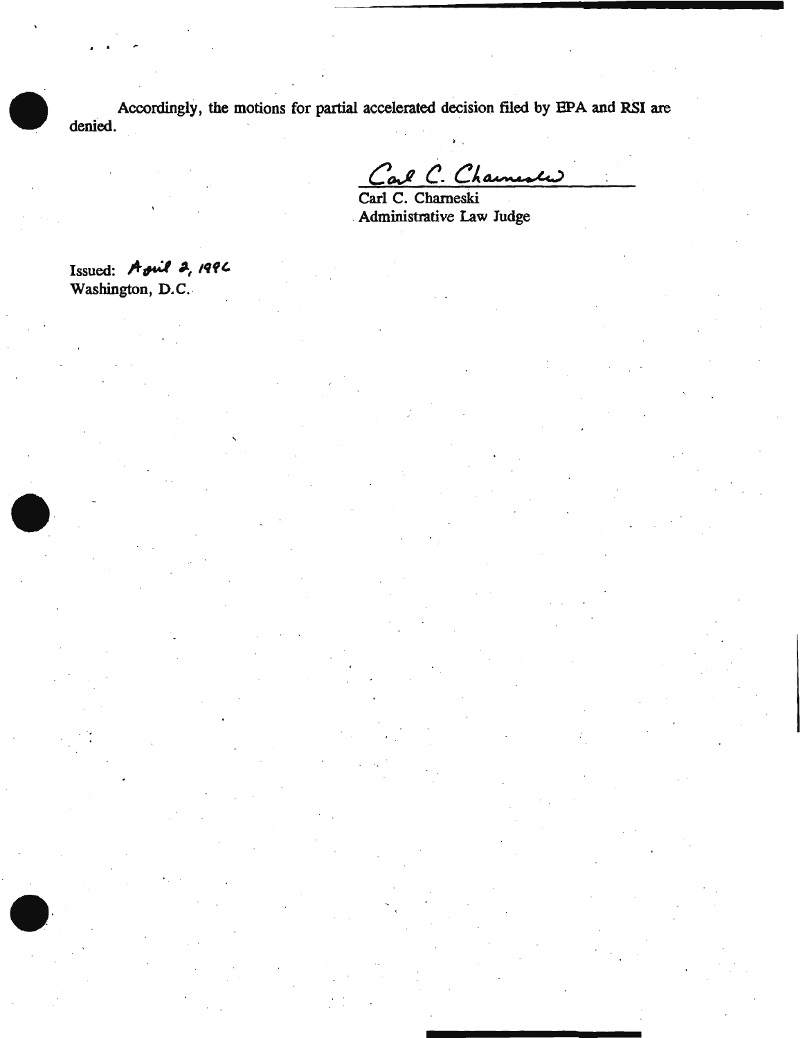Accordingly, the motions for partial accelerated decision filed by EPA and RSI are denied.

Carl C. Charneski

Carl C. Charneski
Administrative Law Judge

Issued: April 2, 1996
Washington, D.C.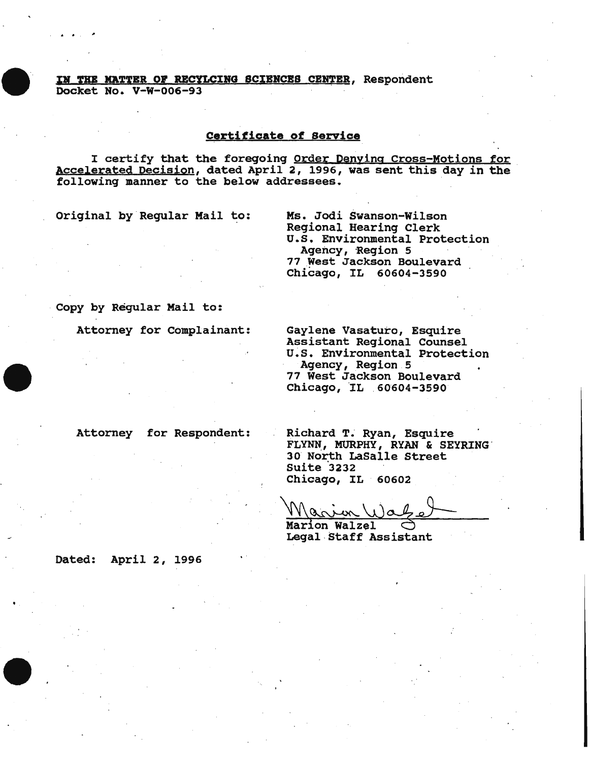**IN THE MATTER OF RECYLCING SCIENCES CENTER**, Respondent
Docket No. V-W-006-93

## Certificate of Service

I certify that the foregoing Order Denying Cross-Motions for Accelerated Decision, dated April 2, 1996, was sent this day in the following manner to the below addressees.

Original by Regular Mail to:

Ms. Jodi Swanson-Wilson
Regional Hearing Clerk
U.S. Environmental Protection Agency, Region 5
77 West Jackson Boulevard
Chicago, IL 60604-3590

Copy by Regular Mail to:

Attorney for Complainant:

Gaylene Vasaturo, Esquire
Assistant Regional Counsel
U.S. Environmental Protection Agency, Region 5
77 West Jackson Boulevard
Chicago, IL 60604-3590

Attorney for Respondent:

Richard T. Ryan, Esquire
FLYNN, MURPHY, RYAN & SEYRING
30 North LaSalle Street
Suite 3232
Chicago, IL 60602

Marion Walzel
Legal Staff Assistant

Dated: April 2, 1996